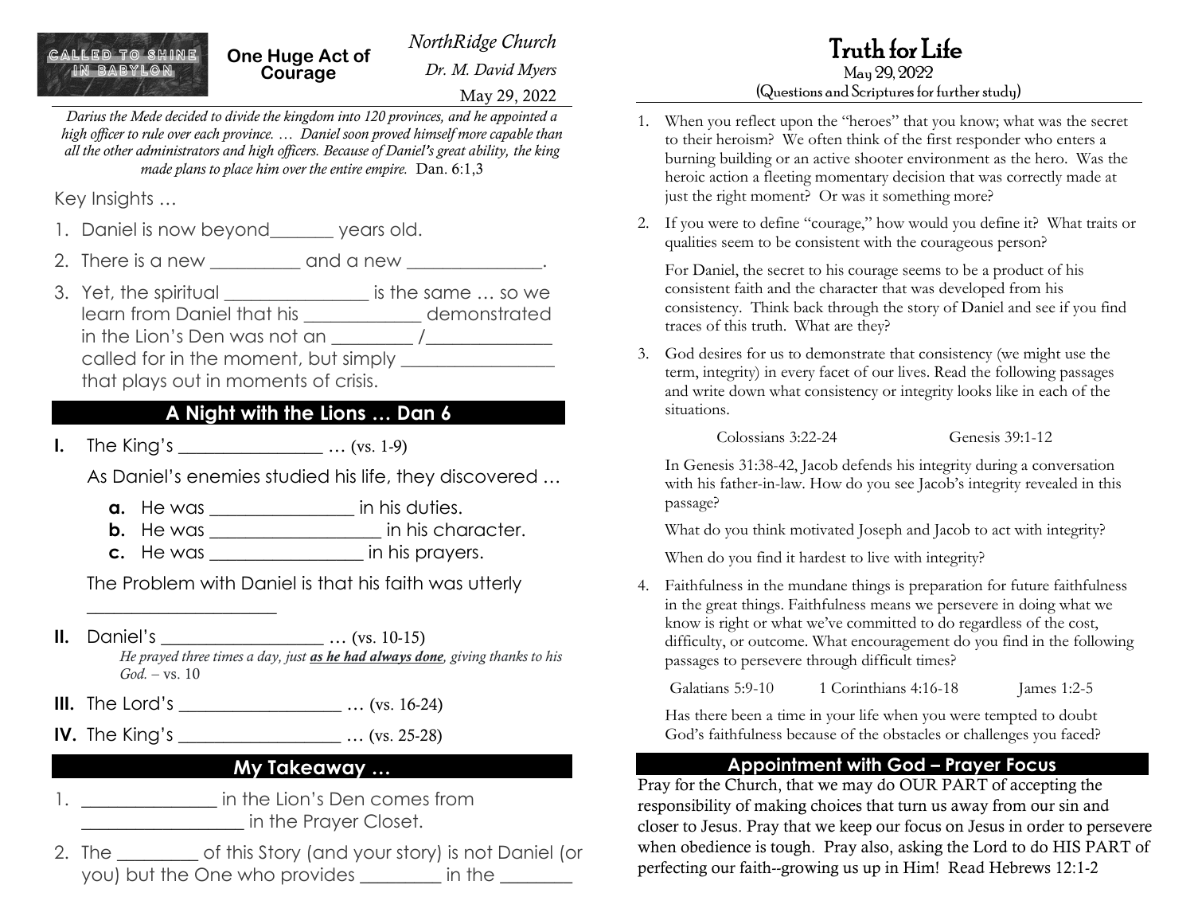CALLED TO SHINE IN BABYLON

# One Huge Act of Courage

*NorthRidge Church*

*Dr. M. David Myers*

May 29, 2022

*Darius the Mede decided to divide the kingdom into 120 provinces, and he appointed a high officer to rule over each province. … Daniel soon proved himself more capable than all the other administrators and high officers. Because of Daniel's great ability, the king made plans to place him over the entire empire.* Dan. 6:1,3

Key Insights …

1. Daniel is now beyond_______ years old.
2. There is a new __________ and a new _______________.
3. Yet, the spiritual ________________ is the same … so we learn from Daniel that his _____________ demonstrated in the Lion's Den was not an _________ /______________ called for in the moment, but simply _________________ that plays out in moments of crisis.

## A Night with the Lions … Dan 6

**I.** The King's _________________ … (vs. 1-9)

As Daniel's enemies studied his life, they discovered …

- **a.** He was ________________ in his duties.
- **b.** He was ___________________ in his character.
- **c.** He was _________________ in his prayers.

The Problem with Daniel is that his faith was utterly _____________________

**II.** Daniel's ___________________ … (vs. 10-15)

*He prayed three times a day, just **as he had always done**, giving thanks to his God.* – vs. 10

**III.** The Lord's ___________________ … (vs. 16-24)

**IV.** The King's ___________________ … (vs. 25-28)

## My Takeaway …

1. _______________ in the Lion's Den comes from __________________ in the Prayer Closet.
2. The _________ of this Story (and your story) is not Daniel (or you) but the One who provides _________ in the ________

# Truth for Life

May 29, 2022

(Questions and Scriptures for further study)

1. When you reflect upon the "heroes" that you know; what was the secret to their heroism? We often think of the first responder who enters a burning building or an active shooter environment as the hero. Was the heroic action a fleeting momentary decision that was correctly made at just the right moment? Or was it something more?
2. If you were to define "courage," how would you define it? What traits or qualities seem to be consistent with the courageous person?

   For Daniel, the secret to his courage seems to be a product of his consistent faith and the character that was developed from his consistency. Think back through the story of Daniel and see if you find traces of this truth. What are they?
3. God desires for us to demonstrate that consistency (we might use the term, integrity) in every facet of our lives. Read the following passages and write down what consistency or integrity looks like in each of the situations.

   Colossians 3:22-24 Genesis 39:1-12

   In Genesis 31:38-42, Jacob defends his integrity during a conversation with his father-in-law. How do you see Jacob's integrity revealed in this passage?

   What do you think motivated Joseph and Jacob to act with integrity?

   When do you find it hardest to live with integrity?
4. Faithfulness in the mundane things is preparation for future faithfulness in the great things. Faithfulness means we persevere in doing what we know is right or what we've committed to do regardless of the cost, difficulty, or outcome. What encouragement do you find in the following passages to persevere through difficult times?

   Galatians 5:9-10 1 Corinthians 4:16-18 James 1:2-5

   Has there been a time in your life when you were tempted to doubt God's faithfulness because of the obstacles or challenges you faced?

## Appointment with God – Prayer Focus

Pray for the Church, that we may do OUR PART of accepting the responsibility of making choices that turn us away from our sin and closer to Jesus. Pray that we keep our focus on Jesus in order to persevere when obedience is tough. Pray also, asking the Lord to do HIS PART of perfecting our faith--growing us up in Him! Read Hebrews 12:1-2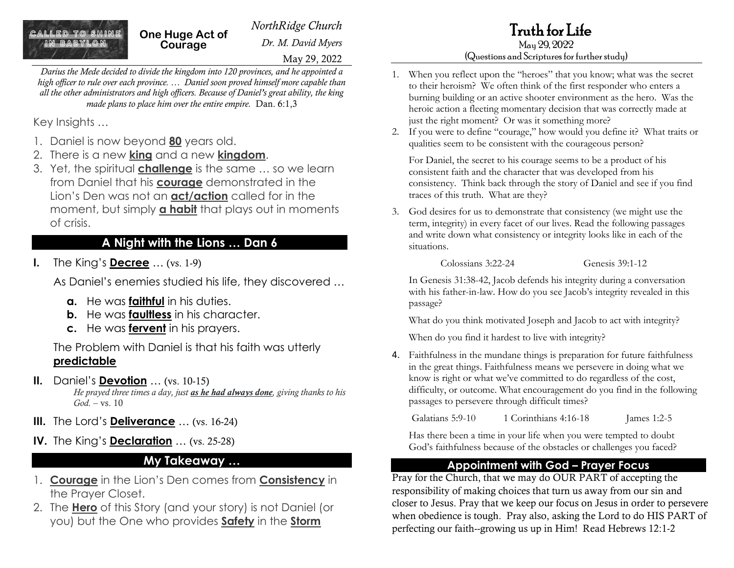CALLED TO SHINE IN BABYLON

**One Huge Act of Courage**

*NorthRidge Church*

*Dr. M. David Myers*

May 29, 2022

*Darius the Mede decided to divide the kingdom into 120 provinces, and he appointed a high officer to rule over each province. … Daniel soon proved himself more capable than all the other administrators and high officers. Because of Daniel's great ability, the king made plans to place him over the entire empire.* Dan. 6:1,3

Key Insights …

1. Daniel is now beyond **80** years old.
2. There is a new **king** and a new **kingdom**.
3. Yet, the spiritual **challenge** is the same … so we learn from Daniel that his **courage** demonstrated in the Lion's Den was not an **act/action** called for in the moment, but simply **a habit** that plays out in moments of crisis.

## A Night with the Lions … Dan 6

**I.** The King's **Decree** … (vs. 1-9)

As Daniel's enemies studied his life, they discovered …

- **a.** He was **faithful** in his duties.
- **b.** He was **faultless** in his character.
- **c.** He was **fervent** in his prayers.

The Problem with Daniel is that his faith was utterly **predictable**

**II.** Daniel's **Devotion** … (vs. 10-15)

*He prayed three times a day, just* ***as he had always done****, giving thanks to his God.* – vs. 10

**III.** The Lord's **Deliverance** … (vs. 16-24)

**IV.** The King's **Declaration** … (vs. 25-28)

## My Takeaway …

1. **Courage** in the Lion's Den comes from **Consistency** in the Prayer Closet.
2. The **Hero** of this Story (and your story) is not Daniel (or you) but the One who provides **Safety** in the **Storm**

# Truth for Life

May 29, 2022

(Questions and Scriptures for further study)

1. When you reflect upon the "heroes" that you know; what was the secret to their heroism? We often think of the first responder who enters a burning building or an active shooter environment as the hero. Was the heroic action a fleeting momentary decision that was correctly made at just the right moment? Or was it something more?
2. If you were to define "courage," how would you define it? What traits or qualities seem to be consistent with the courageous person?

   For Daniel, the secret to his courage seems to be a product of his consistent faith and the character that was developed from his consistency. Think back through the story of Daniel and see if you find traces of this truth. What are they?

3. God desires for us to demonstrate that consistency (we might use the term, integrity) in every facet of our lives. Read the following passages and write down what consistency or integrity looks like in each of the situations.

   Colossians 3:22-24 Genesis 39:1-12

   In Genesis 31:38-42, Jacob defends his integrity during a conversation with his father-in-law. How do you see Jacob's integrity revealed in this passage?

   What do you think motivated Joseph and Jacob to act with integrity?

   When do you find it hardest to live with integrity?

4. Faithfulness in the mundane things is preparation for future faithfulness in the great things. Faithfulness means we persevere in doing what we know is right or what we've committed to do regardless of the cost, difficulty, or outcome. What encouragement do you find in the following passages to persevere through difficult times?

   Galatians 5:9-10 1 Corinthians 4:16-18 James 1:2-5

   Has there been a time in your life when you were tempted to doubt God's faithfulness because of the obstacles or challenges you faced?

## Appointment with God – Prayer Focus

Pray for the Church, that we may do OUR PART of accepting the responsibility of making choices that turn us away from our sin and closer to Jesus. Pray that we keep our focus on Jesus in order to persevere when obedience is tough. Pray also, asking the Lord to do HIS PART of perfecting our faith--growing us up in Him! Read Hebrews 12:1-2